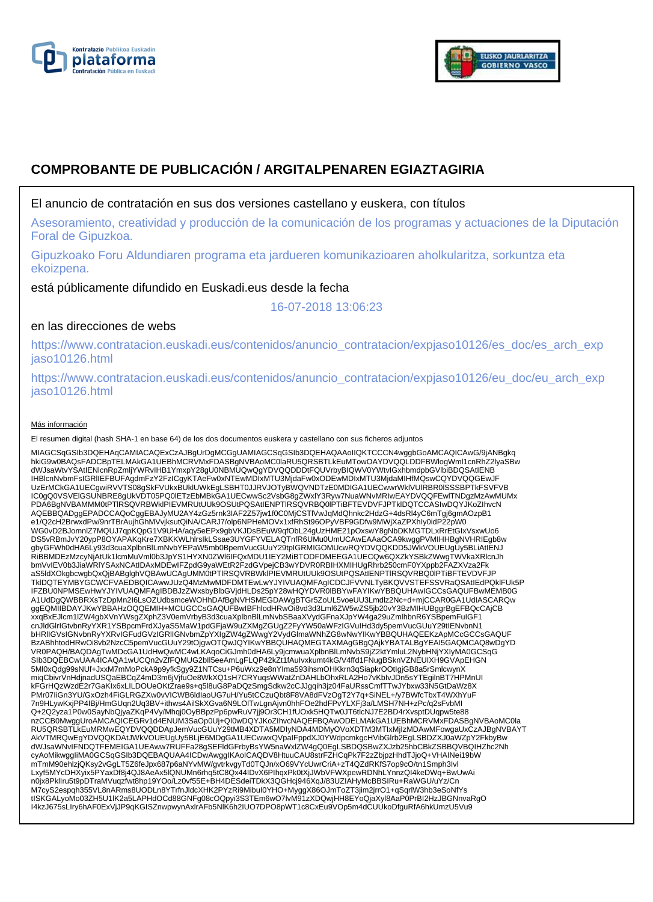# COMPROBANTE DE PUBLICACIÓN / ARGITALPENAREN EGIAZTAGIRIA

El anuncio de contratación en sus dos versiones castellano y euskera, con títulos

Asesoramiento, creatividad y producción de la comunicación de los programas y actuaciones de la Diputación Foral de Gipuzkoa.

Gipuzkoako Foru Aldundiaren programa eta jardueren komunikazioaren aholkularitza, sorkuntza eta ekoizpena.

está públicamente difundido en Euskadi.eus desde la fecha

16-07-2018 13:06:23

en las direcciones de webs

https://www.contratacion.euskadi.eus/contenidos/anuncio_contratacion/expjaso10126/es_doc/es_arch_expjaso10126.html

https://www.contratacion.euskadi.eus/contenidos/anuncio_contratacion/expjaso10126/eu_doc/eu_arch_expjaso10126.html

Más información

El resumen digital (hash SHA-1 en base 64) de los dos documentos euskera y castellano con sus ficheros adjuntos

MIAGCSqGSIb3DQEHAqCAMIACAQExCzAJBgUrDgMCGgUAMIAGCSqGSIb3DQEHAQAAoIIQKTCCCN4wggbGoAMCAQICAwG/9jANBgkqhkiG9w0BAQsFADCBpTELMAkGA1UEBhMCRVMxFDASBgNVBAoMC0laRU5QRSBTLkEuMTowOAYDVQQLDDFBWlogWml1cnRhZ2lyaSBwdWJsaWtvYSAtIENlcnRpZmljYWRvIHB1YmxpY28gU0NBMUQwQgYDVQQDDDtFQUVrbyBIQWV0YWtvIGxhbmdpbGVlbiBDQSAtIENBIHBlcnNvbmFsIGRlIEFBUFAgdmFzY2FzIGgyKTAeFw0xNTEwMDIxMTU3MjdaFw0xODEwMDIxMTU3MjdaMIHfMQswCQYDVQQGEwJFUzErMCkGA1UECgwiRVVTS08gSkFVUkxBUklUWkEgLSBHT0JJRVJOTyBWQVNDTzE0MDIGA1UECwwrWklVUlRBR0lSSSBPTkFSFVFVBIC0gQ0VSVElGSUNBRE8gUkVDT05PQ0lETzEbMBkGA1UECwwSc2VsbG8gZWxlY3Ryw7NuaWNvMRIwEAYDVQQFEwlTNDgzMzAwMUMxPDA6BgNVBAMMM0tPTlRSQVRBWklPIEVMRUtUUk9OSUtPQSAtIENPTlRSQVRBQ0lPTiBFTEVDVFJPTklDQTCCASIwDQYJKoZIhvcNAQEBBQADggEPADCCAQoCggEBAJyMU2AY4zGz5rnk3IAF2Z57jw1f0C0MjCSTlVwJqMdQhnkc2HdzG+4dsRl4yC6mTgj6gmAOzpB1e1/Q2cH2BrwxdPw/9nrTBrAujhGhMVvjksutQiNA/CARJ7/olp6NPHeMOVx1xfRhSt96OPyVBF9GDfw9MWjXaZPXhly0idP22pW0WG0vD2BJomnlZ7MQUJ7qpKQpG1V9UHA/aqy5eEPx9gbVKJDsBEuW9qfObL24gUzHME21pOxswY8gNbDKMGTDLxRrEtGIxVsxwUo6DS5vRBmJvY20ypP8OYAPAKqKre7XBKKWLhlrslkLSsae3UYGFYVELAQTnfR6UMu0UmUCAwEAAaOCA9kwggPVMIHHBgNVHRIEgb8wgbyGFWh0dHA6Ly93d3cuaXplbnBlLmNvbYEPaW5mb0BpemVucGUuY29tpIGRMIGOMUcwRQYDVQQKDD5JWkVOUEUgUy5BLiAtIENJRiBBMDEzMzcyNjAtUk1lcmMuVml0b3JpYS1HYXN0ZWl6IFQxMDU1IEY2MiBTODFDMEEGA1UECQw6QXZkYSBkZWwgTWVkaXRlcnJhbmVvIEV0b3JiaWRlYSAxNCAtIDAxMDEwIFZpdG9yaWEtR2FzdGVpejCB3wYDVR0RBIHXMIHUgRhrb250cmF0YXppb2FAZXVza2FkaS5ldXOkgbcwgbQxQjBABglghVQBAwUCAgUMM0tPTlRSQVRBWklPIEVMRUtUUk9OSUtPQSAtIENPTlRSQVRBQ0lPTiBFTEVDVFJPTklDQTEYMBYGCWCFVAEDBQICAwwJUzQ4MzMwMDFDMTEwLwYJYIVUAQMFAgICDCJFVVNLTyBKQVVSTEFSSVRaQSAtIEdPQklFUk5PIFZBU0NPMSEwHwYJYIVUAQMFAgIBDBJzZWxsbyBlbGVjdHLDs25pY28wHQYDVR0lBBYwFAYIKwYBBQUHAwIGCCsGAQUFBwMEMB0GA1UdDgQWBBRXsTzDpMn2I6LsOZUdbsmceWOHhDAfBgNVHSMEGDAWgBTGr5ZoUL5voeUU3Lmdlz2Nc+d+mjCCAR0GA1UdIASCARQwggEQMIIBDAYJKwYBBAHzOQQEMIH+MCUGCCsGAQUFBwIBFhlodHRwOi8vd3d3Lml6ZW5wZS5jb20vY3BzMIHUBggrBgEFBQcCAjCBxxqBxEJlcm1lZW4gbXVnYWsgZXphZ3V0emVrbyB3d3cuaXplbnBlLmNvbSBaaXVydGFnaXJpYW4ga29uZmlhbnR6YSBpemFuIGF1cnJldGlrIGtvbnRyYXR1YSBpcmFrdXyaS55MaW1pdGFjaW9uZXMgZGUgZ2FyYW50aWFzIGVuIHd3dy5pemVucGUuY29tIENvbnN1bHRlIGVsIGNvbnRyYXRvIGFudGVzIGRlIGNvbmZpYXIgZW4gZWwgY2VydGlmaWNhZG8wNwYIKwYBBQUHAQEEKzApMCcGCCsGAQUFBzABhhtodHRwOi8vb2NzcC5pemVucGUuY29tOjgwOTQvMDIGA1UdHwQrMCkwJ6AloCOGIWh0dHA6Ly9jcmwuaXplbnBlLmNvbS9jZ2ktYmluL2NybHNjYXlyMA0GCSqGSIb3DQEBCwUAA4ICAQA1wUCQn2vZfFQMUG2bIl5eeAmLgFLQP42kZt1fAulvxkumt4kG/V4ffd1FNugBSknVZNEUIXH9GVApEHGN5Ml0xQdg99sNUf+JxxM7mMoPckA9p9yfkSgy9Z1NTCsu+P6uWxz9e8nYIma593ihsmOHKkrn3qSiapkrOOtlgjGB8a5rSmlcwynXmiqCbivrVnHdjnadUSQaEBCqZ4mD3m6jVjfuOe8WkXQ1sH7CRYuqsWWatZnDAHLbOhxRLA2Ho7vKblvJDn5sYTEgilnBT7HPMnUIkFGrHQzWzdE2r7GaKlx6xLILDOUeOKtZrae9s+q5l8uG8PaDQzSmgSdkw2cCJJgqih3jz04FaURssCmfTTwJYbxw33N5GtDaWz8XPMr07IiGn3YU/GxOzh4FiGLRGZXw0vVICWB6ldIaoUG7uH/Yu5tCCzuQbt8F8VA8dFVzOgT2Y7q+SiNEL+/y7BWfcTbxT4WXhYuF7n9HLywKxjPP4lBj/HmGUqn2Uq3BV+ithws4AilSkXGva6N9LOlTwLgnAjvn0hhFOe2hdFPvYLXFj3a/LMSH7NH+zPc/q2sFvbMIQ+2Q2yza1P0w0SayNbQjyaZKqP4Vy/Mhqj0OyBBpzPp6pwRuV7jj9Or3CH1fUOxk5HQTw0JT6tlcNJ7E2BD4rXvsptDUqpw5te88nzCCB0MwggUroAMCAQICEGRv1d4ENUM3SaOp0Uj+QI0wDQYJKoZIhvcNAQEFBQAwODELMAkGA1UEBhMCRVMxFDASBgNVBAoMC0laRU5QRSBTLkEuMRMwEQYDVQQDDApJemVucGUuY29tMB4XDTA5MDIyNDA4MDMyOVoXDTM3MTIxMjIzMDAwMFowgaUxCzAJBgNVBAYTAkVTMRQwEgYDVQQKDAtJWkVOUEUgUy5BLjE6MDgGA1UECwwxQVpaIFppdXJ0YWdpcmkgcHVibGlrb2EgLSBDZXJ0aWZpY2FkbyBwdWJsaWNvIFNDQTFEMEIGA1UEAww7RUFFa28gSEFldGFrbyBsYW5naWxlZW4gQ0EgLSBDQSBwZXJzb25hbCBkZSBBQVBQIHZhc2NhcyAoMikwggIiMA0GCSqGSIb3DQEBAQUAA4ICDwAwggIKAoICAQDV8HtuuCAU8strFZHCqPk7F2zZbjpzHhdTJjoQ+VHAINei19bWmTmM90ehlzjQKsy2vGgLT5Z6feJpx687p6aNYvMW/gvtrkvgyTd0TQJn/xO69VYcUwrCriA+zT4QZdRKfS7op9cO/tn1Smph3lvlLxyf5MYcDHXyix5PYaxDf8j4QJ8AeAx5lQNUMn6rhq5tC8Qx44lDvX6PIhqxPk0tXjJWbVFWXpewRDNhLYnnzQI4keDWq+BwUwAin0jx8PkIIru5t9pDTraMVuqzfwt8hp19YOo/Lz0vf55E+BH4DESdeiTDkX3QGHcj946XqJ/83UZIAHyMcBBSIRu+RaWGU/uYz/CnM7cyS2espqh355VL8nARms8UODLn8YTrfnJldcXHK2PYzRi9MibuI0YHO+MyggX86OJmToZT3jim2jrrO1+qSqrlW3hb3eSoNfYstISKGALyoMo03ZH5U1lK2a5LAPHdOCd88GNFg08cOQpyi3S3TEm6wO7lvM91zXDQwjHH8EYoQjaXyl8AaP0PrBI2HzJBGNnvaRgOI4kzJ675sLIry6hAF0ExVjJP9qKGISZnwpwynAxlrAFb5NlK6h2IUO7DPO8pWT1c8CxEu9VOp5m4dCUUkoDfguRfA6hkUmzU5Vu9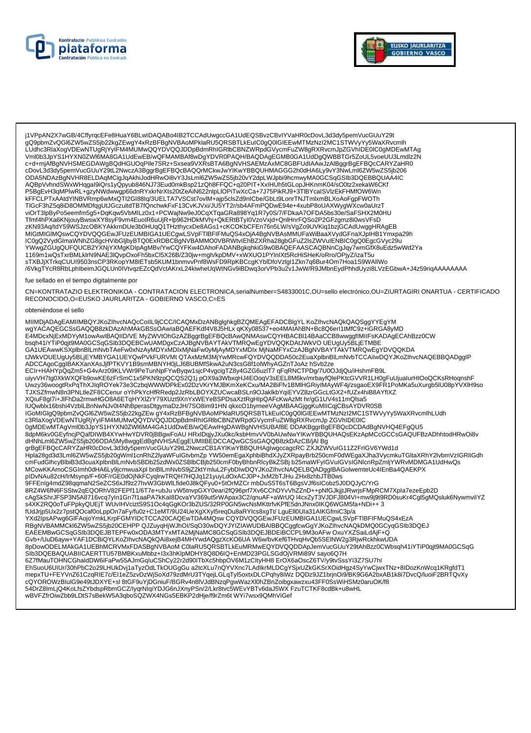j1VPpAN2X7wGB/4CffyrqcEFe8HuaY6BLwIDAQABo4IB2TCCAdUwgccGA1UdEQSBvzCBvIYVaHR0cDovL3d3dy5pemVucGUuY29t gQ9pbmZvQGl6ZW5wZS5jb22kgZEwgY4xRzBFBgNVBAoMPklaRU5QRSBTLkEuIC0gQ0lGIEEwMTMzNzI2MC1STWVyYy5WaXRvcmlh LUdhc3RlaXogVDEwNTUgRjYyIFM4MUMwQQYDVQQJDDpBdmRhIGRlbCBNZWRpdGVycmFuZW8gRXRvcmJpZGVhIDE0IC0gMDEwMTAg Vml0b3JpYS1HYXN0ZWl6MA8GA1UdEwEB/wQFMAMBAf8wDgYDVR0PAQH/BAQDAgEGMB0GA1UdDgQWBBTGr5ZoUL5voeUU3Lmdlz2N c+d+mjAfBgNVHSMEGDAWgBQdHGUOqPIle7SRz+Sxsea9VXRsBTA6BgNVHSAEMzAxMC8GBFUdIAAwJzAlBggrBgEFBQcCARYZaHR0 cDovL3d3dy5pemVucGUuY29tL2NwczA3BggrBgEFBQcBAQQrMCkwJwYIKwYBBQUHMAGGG2h0dHA6Ly9vY3NwLml6ZW5wZS5jb206 ODA5NDAzBgNVHR8ELDAqMCigJqAkhiJodHRwOi8vY3JsLml6ZW5wZS5jb20vY2dpLWJpbi9hcmwyMA0GCSqGSIb3DQEBBQUAA4IC AQBpVvhndSWxWHqgaI9iQrs1yQpyub846NJ73Eud0mkBsp21zQh8FFQC+q20PIT+XxIHUh5tGLopJHKnmK04/sO0tz2xekaW6CKf P5BgEvH3qMPlwRL+gzyNWdwwgp66dnRYxkrNrXts20tZeAiN622nlpLlOPiTwXcCa+7J75PikRJ9+3TlBYcalSVlzEkFHMfOW6Wn kFFCLPTxAAtdYlNBVRmp6wMxQTI2GI88Iq/3UELTA7VSCst7ovlM+ajp5clsZd9nICbe/GbLt9LonrTNJTmlxmBLXoAoFgpFWOTh TlGcF3hZ5q8iD8OMMDfqgUtJGczuitdTB7fQnchwkFxF13CvKJVxi/JU5YT2r/sb4AFmPQDwE94e+4xubP8oUAXWygWXcw0aUrzT viOrT3lpByPo5eemfm5g5+DqKqw5VbMILz0x1+PCWajNw9eJ0CqXTqaGRa898Yq1R7y0S/7/FDkaA7OFDA5bs30e/SaFSHX2M0HU Tfmf4hPXa6KNjouyBwswXY8syF9vm4EuolR6uUjR+lp962HDkMVhj+QkERtBTyl0VzoVxjd+QnlHnrFQSo2P2GFzgmz8i0wsVFsD zKN93Aq/tdY59WSJzcOBKYAkkrnDUe3b0HUqQ1THzthycxDe8AGs1+cKCOKbCFEn76n5LW/sVgZo9UVKiq1bzjGCAdUwggHRAgEB MIGtMIGlMQswCQYDVQQGEwJFUzEUMBIGA1UECgwLSVpFTlBFIFMuQS4xOjA4BgNVBAsMMUFaWiBaaXVydGFnaXJpIHB1Ymxpa29h IC0gQ2VydGlmaWNhZG8gcHVibGljbyBTQ0ExRDBCBgNVBAMMO0VBRWtvIEhBZXRha28gbGFuZ2lsZWVuIENBIC0gQ0EgcGVyc29u YWwgZGUgQUFQUCB2YXNjYXMgKDIpAgMBv/YwCQYFKw4DAhoFADANBgkqhkiG9w0BAQEFAASCAQBNnCgJqy7wmGfX8uEdz5wWd2Ya 1169m1wQsTxrBMLklrN9NAE3lQvpOxoFh5bxCl5X26B/Z30jw+mgh/kpDMV+xWXUO1PYlnlXt5RcHiSHeK/oRro/OPjyZ/izaT5u sTXBJjXTrkqCUUI9503nsCP3RKopYM8lETsb5KUM1bnmvvPnf8WsFD9RpKBCcgKYbIDfoVzlgI1Zkn7q6Bur4Om7Hoa1S9WAIlWo /6VkgTYcR8RbLphlbeimJGQLUn0IVtvqzEZcQdVctAKrxL24kiwheUqWtNGv9iBDwq3orVPb3u2v1JwW/R9JMbnEydPhhdUyzi8LVzEGbwA+J4z59riqAAAAAAAA

fue sellado en el tiempo digitalmente por

CN=KONTRATAZIO ELEKTRONIKOA - CONTRATACION ELECTRONICA,serialNumber=S4833001C,OU=sello electrónico,OU=ZIURTAGIRI ONARTUA - CERTIFICADO RECONOCIDO,O=EUSKO JAURLARITZA - GOBIERNO VASCO,C=ES

obteniéndose el sello

MIIMDjADAgEAMIIMBQYJKoZIhvcNAQcCoIIL9jCCC/ICAQMxDzANBglghkgBZQMEAgEFADCBlgYL KoZIhvcNAQkQAQSggYYEgYM wgYACAQEGCSsGAQQB8zkDAzAhMAkGBSsOAwIaBQAEFKdf4V8J5HLx qKXy08537+eo4MAtAhBN+Bc8Q6erl1tMfC9z+iGRGA8yMD E4MDcxNjExMDYyM1owAwIBAQIID/VE MyZWVtOhGzAZBggrBgEFBQcBAwQNMAswCQYHBACBl14BAaCCB8wwggfIMIIFsKADAgECAhBzz0CW bsqh41iYTiP0qjt9MA0GCSqGSIb3DQEBCwUAMDgxCzAJBgNVBAYTAkVTMRQwEgYDVQQKDAtJWkVO UEUgUy5BLjETMBE GA1UEAwwKSXplbnBlLmNvbTAeFw0xNzAyMDYxMDIxMjNaFw0yMjAyMDYxMDIx MjNaMFYxCzAJBgNVBAYTAkVTMRQwEgYDVQQKDA tJWkVOUEUgUy5BLjEYMBYGA1UEYQwPVkFURVMt QTAxMzM3MjYwMRcwFQYDVQQDDA50c2EuaXplbnBlLmNvbTCCAiIwDQYJKoZIhvcNAQEBBQADggIP ADCCAgoCggIBAKXanXAsJjfPTKVY1B9smMBNYH0jLJ6BUBMfSkwA2uN3csG8f1olWhyAGZnTJoAz hSvb2ze ECIr+HAHYpQqZm5+G4vArz09KLVWr9PeTunNpFYwByqw1sjcP4vgcigTZ8y4GZG6uzIT7 qFqRNCTPDg/7U0OJdjQu/iHshmFB9L uiyvVH7tg0XkWXQFb9owKE6zFrSmC1x5PKN9zpQCQS2Q1j pOX9a3WbxqHJ4EOoqV3sEEL8M6kv/mrbayfQlePKtcGVVR1LH0gFuUjualurHIOoQCKsRHoqnshF Uwzy36woogtRxPqThXJlqROYek73e3CzbqWWWDPkEx02DzVKrYMJBKmXeKCxu/MA2BiFfv1BMlHGRiylMAyWF4j/zsgaoEX9FR1PoMKa5uXurgb5lU08pYVXlH9so TJXSZfmwN8n3PNLtleZF8CCenur oYhPkYcHfRRedp2JzRbLBOYXZUcwcaBSLn9OJaklkbYqiEYVZ8zrGGcLtGX2+fUZx4hiB8AYfIXZ XQiuF8gI7i+JlHhDa2rmwHGO8A6ETqHYXlZrY79XUzt9XnYxWEYeBSPDsaXztRgHlpQAFcKwAzMt hr/gG1UV4s11mQlsa5 lUQwblx16bshi4VzblLBnNwNJv0t4NhBperasDtgymaDzJH/7SO8im91HN qkxcO1bymeeVAgMBAAGjggKuMIICqjCBsAYDVR0SB IGoMIGlgQ9pbmZvQGl6ZW5wZS5jb22kgZEw gY4xRzBFBgNVBAoMPklaRU5QRSBTLkEuIC0gQ0lGIEEwMTMzNzI2MC1STWVyYy5WaXRvcmlhLUdh c3RlaXogVDEwNTUgRjYyIFM4MUMwQQYDVQQJDDpBdmRhIGRlbCBNZWRpdGVycmFuZW8gRXRvcmJp ZGVhIDE0IC 0gMDEwMTAgVml0b3JpYS1HYXN0ZWl6MA4GA1UdDwEB/wQEAwIHgDAWBgNVHSUBAf8E DDAKBggrBgEFBQcDCDAdBgNVHQ4EFgQU5 8dpM6kv0GEyfncjPQafDIWB4XYwHwYDVR0jBBgwFoAU HRxlDqjyJXu0kc/ksbHmvVV0bAUwNwYIKwYBBQUHAQsEKzApMCcGCCsGAQUFBzADhhtodHRwOi8v dHNhLml6ZW5wZS5jb206ODA5My8wggEdBgNVHSAEggEUMIIBEDCCAQwGCSsGAQQB8zkDAzCB/jAl Bg grBgEFBQcCARYZaHR0cDovL3d3dy5pemVucGUuY29tL2NwczCB1AYIKwYBBQUHAgIwgccagcRC ZXJtZWVuIG11Z2FrIGV6YWd1d Hpla28gd3d3Lml6ZW5wZS5jb20gWml1cnRhZ2lyaWFuIGtvbmZp YW50emEgaXphbiBhdXJyZXRpayBrb250cmF0dWEgaXJha3VycmkuTGltaXRhY2lvbmVzIGRlIGdh cmFudGlhcyBlbiB3d3cuaXplbnBlLmNvbSBDb25zdWx0ZSBlbCBjb250cmF0byBhbnRlcyBkZSBj b25maWFyIGVuIGVsIGNlcnRpZmljYWRvMDMGA1UdHwQs MCowKKAmoCSGImh0dHA6Ly9jcmwuaXpl bnBlLmNvbS9jZ2ktYmluL2FybDIwDQYJKoZIhvcNAQELBQADggIBAGolwemteUc4lEnBa4QAEKPX pIDvNAu82cH/lrMsynp/F+60F/rGE0dOjNkFCyqlrwTRQH7HQJq121yuyLdOxACJ0P+JxM2bTJHu ZHx8zhbJTB0ws 9FFEnlg4mdZ98qqmaN2SeZCS6xJf9z27hvW3GbWlLfide0J8kQFyu0+5tOrMZCr mbDuS5tT6sT6BgsVJf6slCobz5J0DQJyC/YrG 8RZ4W6fN6FSStw2qEQORhV82FEPf11/6T7e+ubJu vW5tnvpGXY0eari2fQ96prf7Xv6CChDYvVhZZnD++pNfGJkjjtJRwrjsFMpRCM7Xpla7ezeEpb2D cAgSkShrJFSP3N5A8716vcq7yIn1Gn7f1aaPA7kKal8DcvaYV369ut5rWApax3C2/qnuAF+aWrUQ l4cxZyT3VJDFJ804Vl+mw9j9t9RD0suKr4Cgl5gMQsluk6NywmvilYZ s4XK2RQ0oTuFPpkyQUEjT WUvIHVciztS9S1Oc4qGgKOr3bZUS/32RP0GN5wcNsMKttrfvKPfE5dnJNnx0IKQ6WGM5fa+NDi++ 3 fUdJrjp5Ux2z7pstQOcaf0oLppOn7aFy/fu0z+C1eMT/9U24UeXgXXyl5reqDu8aRYIcs8xgTt/ LguEll0Ula31AIKGfmiC3p/a YXd2lpsAPwg6GIFAojoYmkLKrpFGMYIDcTCCA20CAQEwTDA4MQsw CQYDVQQGEwJFUzEUMBIGA1UECgwLSVpFTlBFIFMuQS4xEzA RBgNVBAMMCkl6ZW5wZS5jb20CEHPP QJZuyqHjWJhOI/SqO30wDQYJYIZIAWUDBAIBBQCggfcwGgYJKoZIhvcNAQkDMQ0GCyqGSIb3DQEJ EAEEMBwGCSqGSIb3DQEJBTEPFw0xODA3MTYxMTA2MjNaMC8GCSqGSIb3DQEJBDEiBCCPL9M3oAFw OxuYXZSaiLdAjF+Q Gvb+/UuD6ayw+YAF1DCBiQYLKoZIhvcNAQkQAi8xejB4MHYwdAQgzXcKO6UA W6w/bvKef6THvqHvQb5SElNW2g3RjwRckhkwUDA 8pDowODELMAkGA1UEBhMCRVMxFDASBgNVBAoM C0laRU5QRSBTLkEuMRMwEQYDVQQDDApJemVucGUuY29tAhBzz0CWbsqh41iYTiP0qjt9MA0GCSqG SIb3DQEBAQUABIICAERTTU57BMBKxuMbbz+I3x3hKlpMDHY8Q8D6IQ+EnMD23PGLSGdOjVRMi89V sayo6Q7H 6Z7fMauTOHNCGhaldDW6iFaPw55AJmGqluCShCy22r2d90ITbXc5hbpOV6M1zCItyHH8 ErOX6aOscZ6TV/y9tvSssYI3Z7SU7hl EhSuoU6UlUr/30hPbC2o29LHUkDvj1aTyzOdLTkOUGgGu a2tcXLu7nQYVXnc7LAdlkrMLDCgYSjxUZkGKSrXOidHgz4SyYwCjwxTNz+8lDozKnWcq1KRgfdT1 mepxTU+FEYVnZ61CzqRIE7c/El1eZ5zvDzWjSoXd79zdMrU3TYqejLGLqTyl5oxtxDLCPqhy8iWz DQDz9JZ1brjnOi9/BK9G6A2bxAB1k8i7DvcQ/luoiF2BRTQvXy cQYOROWzBlulG9e49tJDXYE+sl 8tGF9uYjDGniuF/BGRv4n8lVJdBNzqPgwWazXl0hZBnZoibgxawzxu43FF0SsWiHSMz0aruOK/f8 54DrZ8ImLjQ4KoLfsZYbdspRbmGCZ/lyqrNIqiYDJG6nJXnyPSn/2/Lkr8tvc5WEvYBTv6daJ5WX FzuTCTKF8cdBk+u8wHL wBVFZfrOiwZbb9LDtS7sBekW5A3qboSQZWX4NGs5EBKP2dHje/f9rZm6t WYi7wsx9QMhViGef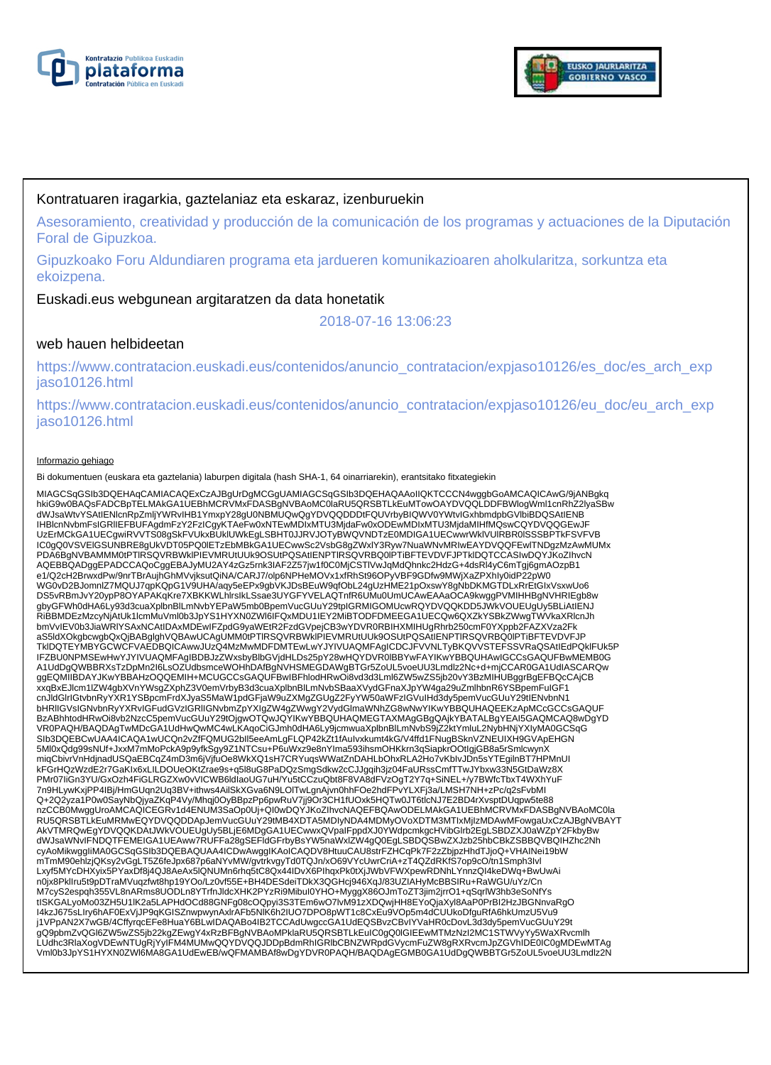Kontratuaren iragarkia, gaztelaniaz eta eskaraz, izenburuekin

Asesoramiento, creatividad y producción de la comunicación de los programas y actuaciones de la Diputación Foral de Gipuzkoa.

Gipuzkoako Foru Aldundiaren programa eta jardueren komunikazioaren aholkularitza, sorkuntza eta ekoizpena.

Euskadi.eus webgunean argitaratzen da data honetatik

2018-07-16 13:06:23

web hauen helbideetan

https://www.contratacion.euskadi.eus/contenidos/anuncio_contratacion/expjaso10126/es_doc/es_arch_expjaso10126.html

https://www.contratacion.euskadi.eus/contenidos/anuncio_contratacion/expjaso10126/eu_doc/eu_arch_expjaso10126.html

Informazio gehiago

Bi dokumentuen (euskara eta gaztelania) laburpen digitala (hash SHA-1, 64 oinarriarekin), erantsitako fitxategiekin

MIAGCSqGSIb3DQEHAqCAMIACAQExCzAJBgUrDgMCGgUAMIAGCSqGSIb3DQEHAQAAoIIQKTCCCN4wggbGoAMCAQICAwG/9jANBgkq
hkiG9w0BAQsFADCBpTELMAkGA1UEBhMCRVMxFDASBgNVBAoMC0laRU5QRSBTLkEuMTowOAYDVQQLDDFBWlogWml1cnRhZ2lyaSBw
dWJsaWtvYSAtIENlcnRpZmljYWRvIHB1YmxpY28gU0NBMUQwQgYDVQQDDDtFQUVrbyBIQWV0YWtvIGxhbmdpbGVlbiBDQSAtIENB
IHBlcnNvbmFsIGRlIEFBUFAgdmFzY2FzICgyKTAeFw0xNTEwMDIxMTU3MjdaFw0xODEwMDIxMTU3MjdaMIHfMQswCQYDVQQGEwJF
UzErMCkGA1UECgwiRVVTS08gSkFVUkxBUklUWkEgLSBHT0JJRVJOTyBWQVNDTzE0MDIGA1UECwwrWklVUlRBR0lSSSBPTkFSVFVB
IC0gQ0VSVElGSUNBRE8gUkVDT05PQ0lETzEbMBkGA1UECwwSc2VsbG8gZWxlY3Ryw7NuaWNvMRIwEAYDVQQFEwlTNDgzMzAwMUMx
PDA6BgNVBAMMM0tPTlRSQVRBWklPIEVMRUtUUk9OSUtPQSAtIENPTlRSQVRBQ0lPTiBFTEVDVFJPTklDQTCCASIwDQYJKoZIhvcN
AQEBBQADggEPADCCAQoCggEBAJyMU2AY4zGz5rnk3lAF2Z57jw1f0C0MjCSTlVwJqMdQhnkc2HdzG+4dsRl4yC6mTgj6gmAOzpB1
e1/Q2cH2BrwxdPw/9nrTBrAujhGhMVvjksutQiNA/CARJ7/olp6NPHeMOVx1xfRhSt96OPyVBF9GDfw9MWjXaZPXhly0idP22pW0
WG0vD2BJomnlZ7MQUJ7gpKQpG1V9UHA/aqy5eEPx9gbVKJDsBEuW9qfObL24gUzHME21pOxswY8gNbDKMGTDLxRrEtGIxVsxwUo6
DS5vRBmJvY20ypP8OYAPAKqKre7XBKKWLhlrslkLSsae3UYGFYVELAQTnfR6UMu0UmUCAwEAAaOCA9kwggPVMIHHBgNVHRIEgb8w
gbyGFWh0dHA6Ly93d3cuaXplbnBlLmNvbYEPaW5mb0BpemVucGUuY29tpIGRMIGOMUcwRQYDVQQKDD5JWkVOUEUgUy5BLiAtIENJ
RiBBMDEzMzcyNjAtUk1lcmMuVml0b3JpYS1HYXN0ZWl6IFQxMDU1IEY2MiBTODFDMEEGA1UECQw6QXZkYSBkZWwgTWVkaXRlcnJh
bmVvIEV0b3JiaWRlYSAxNCAtIDAxMDEwIFZpdG9yaWEtR2FzdGVpejCB3wYDVR0RBIHXMIHUgRhrb250cmF0YXppb2FAZXVza2Fk
aS5ldXOkgbcwgbQxQjBABglghVQBAwUCAgUMM0tPTlRSQVRBWklPIEVMRUtUUk9OSUtPQSAtIENPTlRSQVRBQ0lPTiBFTEVDVFJP
TklDQTEYMBYGCWCFVAEDBQICAwwJUzQ4MzMwMDFDMTEwLwYJYIVUAQMFAgICDCJFVVNLTyBKQVVSTEFSSVRaQSAtIEdPQklFUk5P
IFZBU0NPMSEwHwYJYIVUAQMFAgIBDBJzZWxsbyBlbGVjdHLDs25pY28wHQYDVR0lBBYwFAYIKwYBBQUHAwIGCCsGAQUFBwMEMB0G
A1UdDgQWBBRXsTzDpMn2I6LsOZUdbsmceWOHhDAfBgNVHSMEGDAWgBTGr5ZoUL5voeUU3Lmdlz2Nc+d+mjCCAR0GA1UdIASCARQw
ggEQMIIBDAYJKwYBBAHzOQQEMIH+MCUGCCsGAQUFBwIBFhlodHRwOi8vd3d3Lml6ZW5wZS5jb20vY3BzMIHUBggrBgEFBQcCAjCB
xxqBxEJlcm1lZW4gbXVnYWsgZXphZ3V0emVrbyB3d3cuaXplbnBlLmNvbSBaaXVydGFnaXJpYW4ga29uZmlhbnR6YSBpemFuIGF1
cnJldGlrIGtvbnRyYXR1YSBpcmFrdXJyaS5MaW1pdGFjaW9uZXMgZGUgZ2FyYW50aWFzIGVuIHd3dy5pemVucGUuY29tIENvbnN1
bHRlIGVsIGNvbnRyYXRvIGFudGVzIGRlIGNvbmZpYXIgZW4gZWwgY2VydGlmaWNhZG8wNwYIKwYBBQUHAQEEKzApMCcGCCsGAQUF
BzABhhtodHRwOi8vb2NzcC5pemVucGUuY29tOjgwOTQwJQYIKwYBBQUHAQMEGTAXMAgGBgQAjkYBATALBgYEAI5GAQMCAQ8wDgYD
VR0PAQH/BAQDAgTwMDcGA1UdHwQwMC4wLKAqoCiGJmh0dHA6Ly9jcmwuaXplbnBlLmNvbS9jZ2ktYmluL2NybHNjYXlyMA0GCSqG
SIb3DQEBCwUAA4ICAQA1wUCQn2vZfFQMUG2bIl5eeAmLgFLQP42kZt1fAulvxkumt4kG/V4ffd1FNugBSknVZNEUIXH9GVApEHGN
5MI0xQdg99sNUf+JxxM7mMoPckA9p9yfkSgy9Z1NTCsu+P6uWxz9e8nYIma593ihsmOHKkrn3qSiapkrOOtlgjGB8a5rSmlcwynX
miqCbivrVnHdjnadUSQaEBCqZ4mD3m6jVjfuOe8WkXQ1sH7CRYuqsWWatZnDAHLbOhxRLA2Ho7vKblvJDn5sYTEgilnBT7HPMnUI
kFGrHQzWzdE2r7GaKlx6xLILDOUeOKtZrae9s+q5l8uG8PaDQzSmgSdkw2cCJJgqih3jz04FaURssCmfTTwJYbxw33N5GtDaWz8X
PMr07IiGn3YU/GxOzh4FiGLRGZXw0vVICWB6ldIaoUG7uH/Yu5tCCzuQbt8F8VA8dFVzOgT2Y7q+SiNEL+/y7BWfcTbxT4WXhYuF
7n9HLywKxjPP4IBj/HmGUqn2Uq3BV+ithws4AilSkXGva6N9LOlTwLgnAjvn0hhFOe2hdFPvYLXFj3a/LMSH7NH+zPc/q2sFvbMl
Q+2Q2yza1P0w0SayNbQjyaZKqP4Vy/Mhqj0OyBBpzPp6pwRuV7jj9Or3CH1fUOxk5HQTw0JT6tlcNJ7E2BD4rXvsptDUqpw5te88
nzCCB0MwggUroAMCAQICEGRv1d4ENUM3SaOp0Uj+QI0wDQYJKoZIhvcNAQEFBQAwODELMAkGA1UEBhMCRVMxFDASBgNVBAoMC0la
RU5QRSBTLkEuMRMwEQYDVQQDDApJemVucGUuY29tMB4XDTA5MDIyNDA4MDMyOVoXDTM3MTIxMjIzMDAwMFowgaUxCzAJBgNVBAYT
AkVTMRQwEgYDVQQKDAtJWkVOUEUgUy5BLjE6MDgGA1UECwwxQVpaIFppdXJ0YWdpcmkgcHVibGlrb2EgLSBDZXJ0aWZpY2FkbyBw
dWJsaWNvIFNDQTFEMEIGA1UEAww7RUFFa28gSEFldGFrbyBsYW5naWxlZW4gQ0EgLSBDQSBwZXJzb25hbCBkZSBBQVBQIHZhc2Nh
cyAoMikwggIiMA0GCSqGSIb3DQEBAQUAA4ICDwAwggIKAoICAQDV8HtuuCAU8strFZHCqPk7F2zZbjpzHhdTJjoQ+VHAINei19bW
mTmM90ehlzjQKsy2vGgLT5Z6feJpx687p6aNYvMW/gvtrkvgyTd0TQJn/xO69VYcUwrCriA+zT4QZdRKfS7op9cO/tn1Smph3lvl
Lxyf5MYcDHXyix5PYaxDf8j4QJ8AeAx5lQNUMn6rhq5tC8Qx44lDvX6PlhqxPk0tXjJWbVFWXpewRDNhLYnnzQI4keDWq+BwUwAi
n0jx8Pklru5t9pDTraMVuqzfwt8hp19YOo/Lz0vf55E+BH4DESdeiTDkX3QGHcj946XqJ/83UZIAHyMcBBSIRu+RaWGU/uYz/Cn
M7cyS2espqh355VL8nARms8UODLn8YTrfnJldcXHK2PYzRi9Mibul0YHO+MyggX86OJmToZT3jim2jrrO1+qSqrlW3hb3eSoNfYs
tISKGALyoMo03ZH5U1lK2a5LAPHdOCd88GNFg08cOQpyi3S3TEm6wO7lvM91zXDQwjHH8EYoQjaXyl8AaP0PrBI2HzJBGNnvaRgO
I4kzJ675sLIry6hAF0ExVjJP9qKGISZnwpwynAxlrAFb5NlK6h2IUO7DPO8pWT1c8CxEu9VOp5m4dCUUkoDfguRfA6hkUmzU5Vu9
j1VPpAN2X7wGB/4CffyrqcEFe8HuaY6BLwIDAQABo4IB2TCCAdUwgccGA1UdEQSBvzCBvIYVaHR0cDovL3d3dy5pemVucGUuY29t
gQ9pbmZvQGl6ZW5wZS5jb22kgZEwgY4xRzBFBgNVBAoMPklaRU5QRSBTLkEuICOgQ0lGIEEwMTMzNzI2MC1STWVyYy5WaXRvcmlh
LUdhc3RlaXogVDEwNTUgRjYyIFM4MUMwQQYDVQQJDDpBdmRhIGRlbCBNZWRpdGVycmFuZW8gRXRvcmJpZGVhIDE0IC0gMDEwMTAg
Vml0b3JpYS1HYXN0ZWl6MA8GA1UdEwEB/wQFMAMBAf8wDgYDVR0PAQH/BAQDAgEGMB0GA1UdDgQWBBTGr5ZoUL5voeUU3Lmdlz2N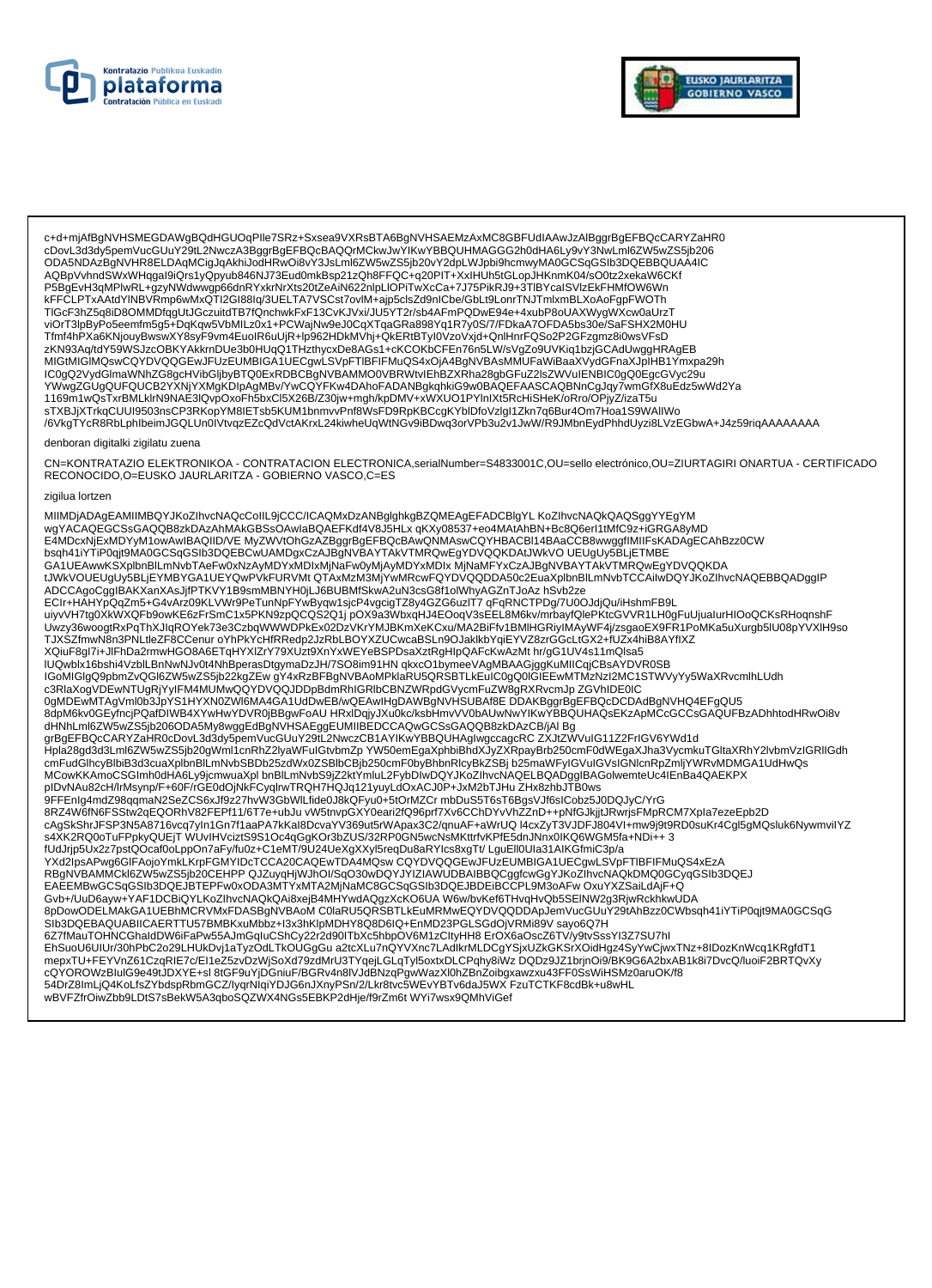c+d+mjAfBgNVHSMEGDAWgBQdHGUOqPIle7SRz+Sxsea9VXRsBTA6BgNVHSAEMzAxMC8GBFUdIAAwJzAlBggrBgEFBQcCARYZaHR0
cDovL3d3dy5pemVucGUuY29tL2NwczA3BggrBgEFBQcBAQQrMCkwJwYIKwYBBQUHMAGGG2h0dHA6Ly9vY3NwLml6ZW5wZS5jb206
ODA5NDAzBgNVHR8ELDAqMCigJqAkhiJodHRwOi8vY3JsLml6ZW5wZS5jb20vY2dpLWJpbi9hcmwyMA0GCSqGSIb3DQEBBQUAA4IC
AQBpVvhndSWxWHqgaI9iQrs1yQpyub846NJ73Eud0mkBsp21zQh8FFQC+q20PIT+XxIHUh5tGLopJHKnmK04/sO0tz2xekaW6CKf
P5BgEvH3qMPlwRL+gzyNWdwwgp66dnRYxkrNrXts20tZeAiN622nlpLlOPiTwXcCa+7J75PikRJ9+3TlBYcalSVlzEkFHMfOW6Wn
kFFCLPTxAAtdYlNBVRmp6wMxQTI2GI88Iq/3UELTA7VSCst7ovlM+ajp5clsZd9nICbe/GbLt9LonrTNJTmlxmBLXoAoFgpFWOTh
TlGcF3hZ5q8iD8OMMDfqgUtJGczuitdTB7fQnchwkFxF13CvKJVxi/JU5YT2r/sb4AFmPQDwE94e+4xubP8oUAXWygWXcw0aUrzT
viOrT3lpByPo5eemfm5g5+DqKqw5VbMILz0x1+PCWajNw9eJ0CqXTqaGRa898Yq1R7y0S/7/FDkaA7OFDA5bs30e/SaFSHX2M0HU
Tfmf4hPXa6KNjouyBwswXY8syF9vm4EuolR6uUjR+lp962HDkMVhj+QkERtBTyl0VzoVxjd+QnlHnrFQSo2P2GFzgmz8i0wsVFsD
zKN93Aq/tdY59WSJzcOBKYAkkrnDUe3b0HUqQ1THzthycxDe8AGs1+cKCOKbCFEn76n5LW/sVgZo9UVKiq1bzjGCAdUwggHRAgEB
MIGtMIGlMQswCQYDVQQGEwJFUzEUMBIGA1UECgwLSVpFTlBFIFMuQS4xOjA4BgNVBAsMMUFaWiBaaXVydGFnaXJpIHB1Ymxpa29h
IC0gQ2VydGlmaWNhZG8gcHVibGljbyBTQ0ExRDBCBgNVBAMMO0VBRWtvIEhBZXRha28gbGFuZ2lsZWVuIENBIC0gQ0EgcGVyc29u
YWwgZGUgQUFQUCB2YXNjYXMgKDIpAgMBv/YwCQYFKw4DAhoFADANBgkqhkiG9w0BAQEFAASCAQBNnCgJqy7wmGfX8uEdz5wWd2Ya
1169m1wQsTxrBMLklrN9NAE3lQvpOxoFh5bxCl5X26B/Z30jw+mgh/kpDMV+xWXUO1PYlnlXt5RcHiSHeK/oRro/OPjyZ/izaT5u
sTXBJjXTrkqCUUI9503nsCP3RKopYM8lETsb5KUM1bnmvvPnf8WsFD9RpKBCcgKYblDfoVzlgl1Zkn7q6Bur4Om7Hoa1S9WAlIWo
/6VkgTYcR8RbLphlbeimJGQLUn0lVtvqzEZcQdVctAKrxL24kiwheUqWtNGv9iBDwq3orVPb3u2v1JwW/R9JMbnEydPhhdUyzi8LVzEGbwA+J4z59riqAAAAAAAA

denboran digitalki zigilatu zuena

CN=KONTRATAZIO ELEKTRONIKOA - CONTRATACION ELECTRONICA,serialNumber=S4833001C,OU=sello electrónico,OU=ZIURTAGIRI ONARTUA - CERTIFICADO RECONOCIDO,O=EUSKO JAURLARITZA - GOBIERNO VASCO,C=ES

zigilua lortzen

MIIMDjADAgEAMIIMBQYJKoZIhvcNAQcCoIIL9jCCC/ICAQMxDzANBglghkgBZQMEAgEFADCBlgYL KoZIhvcNAQkQAQSggYYEgYM
wgYACAQEGCSsGAQQB8zkDAzAhMAkGBSsOAwIaBQAEFKdf4V8J5HLx qKXy08537+eo4MAtAhBN+Bc8Q6erl1tMfC9z+iGRGA8yMD
E4MDcxNjExMDYyM1owAwIBAQIID/VE MyZWVtOhGzAZBggrBgEFBQcBAwQNMAswCQYHBACBl14BAaCCB8wwggfIMIIFsKADAgECAhBzz0CW
bsqh41iYTiP0qjt9MA0GCSqGSIb3DQEBCwUAMDgxCzAJBgNVBAYTAkVTMRQwEgYDVQQKDAtJWkVO UEUgUy5BLjETMBE
GA1UEAwwKSXplbnBlLmNvbTAeFw0xNzAyMDYxMDIxMjNaFw0yMjAyMDYxMDIx MjNaMFYxCzAJBgNVBAYTAkVTMRQwEgYDVQQKDA
tJWkVOUEUgUy5BLjEYMBYGA1UEYQwPVkFURVMt QTAxMzM3MjYwMRcwFQYDVQQDDA50c2EuaXplbnBlLmNvbTCCAiIwDQYJKoZIhvcNAQEBBQADggIP
ADCCAgoCggIBAKXanXAsJjfPTKVY1B9smMBNYH0jLJ6BUBMfSkwA2uN3csG8f1olWhyAGZnTJoAz hSvb2ze
ECIr+HAHYpQqZm5+G4vArz09KLVWr9PeTunNpFYwByqw1sjcP4vgcigTZ8y4GZG6uzIT7 qFqRNCTPDg/7U0OJdjQu/iHshmFB9L
uiyvVH7tg0XkWXQFb9owKE6zFrSmC1x5PKN9zpQCQS2Q1j pOX9a3WbxqHJ4EOoqV3sEEL8M6kv/mrbayfQlePKtcGVVR1LH0gFuUjualurHIOoQCKsRHoqnshF
Uwzy36woogtRxPqThXJlqROYek73e3CzbqWWWDPkEx02DzVKrYMJBKmXeKCxu/MA2BiFfv1BMlHGRiyIMAyWF4j/zsgaoEX9FR1PoMKa5uXurgb5lU08pYVXlH9so
TJXSZfmwN8n3PNLtleZF8CCenur oYhPkYcHfRRedp2JzRbLBOYXZUCwcaBSLn9OJaklkbYqiEYVZ8zrGGcLtGX2+fUZx4hiB8AYfIXZ
XQiuF8gI7i+JlFhDa2rmwHGO8A6ETqHYXlZrY79XUzt9XnYxWEYeBSPDsaXztRgHlpQAFcKwAzMt hr/gG1UV4s11mQlsa5
lUQwblx16bshi4VzblLBnNwNJv0t4NhBperasDtgymaDzJH/7SO8im91HN qkxcO1bymeeVAgMBAAGjggKuMIICqjCBsAYDVR0SB
IGoMIGlgQ9pbmZvQGl6ZW5wZS5jb22kgZEw gY4xRzBFBgNVBAoMPklaRU5QRSBTLkEuIC0gQ0lGIEEwMTMzNzI2MC1STWVyYy5WaXRvcmlhLUdh
c3RlaXogVDEwNTUgRjYyIFM4MUMwQQYDVQQJDDpBdmRhIGRlbCBNZWRpdGVycmFuZW8gRXRvcmJp ZGVhIDE0IC
0gMDEwMTAgVml0b3JpYS1HYXN0ZWl6MA4GA1UdDwEB/wQEAwIHgDAWBgNVHSUBAf8E DDAKBggrBgEFBQcDCDAdBgNVHQ4EFgQU5
8dpM6kv0GEyfncjPQafDIWB4XYwHwYDVR0jBBgwFoAU HRxlDqjyJXu0kc/ksbHmvVV0bAUwNwYIKwYBBQUHAQsEKzApMCcGCCsGAQUFBzADhhtodHRwOi8v
dHNhLml6ZW5wZS5jb206ODA5My8wggEdBgNVHSAEggEUMIIBEDCCAQwGCSsGAQQB8zkDAzCB/jAl Bg
grBgEFBQcCARYZaHR0cDovL3d3dy5pemVucGUuY29tL2NwczCB1AYIKwYBBQUHAgIwgccagcRC ZXJtZWVuIG11Z2FrIGV6YWd1d
Hpla28gd3d3Lml6ZW5wZS5jb20gWml1cnRhZ2lyaWFuIGtvbmZp YW50emEgaXphbiBhdXJyZXRpayBrb250cmF0dWEgaXJha3VycmkuTGltaXRhY2lvbmVzIGRlIGdh
cmFudGlhcyBlbiB3d3cuaXplbnBlLmNvbSBDb25zdWx0ZSBlbCBjb250cmF0byBhbnRlcyBkZSBj b25maWFyIGVuIGVsIGNlcnRpZmljYWRvMDMGA1UdHwQs
MCowKKAmoCSGImh0dHA6Ly9jcmwuaXpl bnBlLmNvbS9jZ2ktYmluL2FybDIwDQYJKoZIhvcNAQELBQADggIBAGolwemteUc4lEnBa4QAEKPX
pIDvNAu82cH/lrMsynp/F+60F/rGE0dOjNkFCyqlrwTRQH7HQJq121yuyLdOxACJ0P+JxM2bTJHu ZHx8zhbJTB0ws
9FFEnIg4mdZ98qqmaN2SeZCS6xJf9z27hvW3GbWlLfide0J8kQFyu0+5tOrMZCr mbDuS5T6sT6BgsVJf6sICobz5J0DQJyC/YrG
8RZ4W6fN6FSStw2qEQORhV82FEPf11/6T7e+ubJu vW5tnvpGXY0eari2fQ96prf7Xv6CChDYvVhZZnD++pNfGJkjjtJRwrjsFMpRCM7Xpla7ezeEpb2D
cAgSkShrJFSP3N5A8716vcq7yIn1Gn7f1aaPA7kKaI8DcvaYV369ut5rWApax3C2/qnuAF+aWrUQ l4cxZyT3VJDFJ804VI+mw9j9t9RD0suKr4Cgl5gMQsluk6NywmviIYZ
s4XK2RQ0oTuFPpkyQUEjT WUvIHVciztS9S1Oc4qGgKOr3bZUS/32RP0GN5wcNsMKttrfvKPfE5dnJNnx0IKQ6WGM5fa+NDi++ 3
fUdJrjp5Ux2z7pstQOcaf0oLppOn7aFy/fu0z+C1eMT/9U24UeXgXXyl5reqDu8aRYIcs8xgTt/ LguEll0UIa31AIKGfmiC3p/a
YXd2lpsAPwg6GIFAojoYmkLKrpFGMYIDcTCCA20CAQEwTDA4MQsw CQYDVQQGEwJFUzEUMBIGA1UECgwLSVpFTlBFIFMuQS4xEzA
RBgNVBAMMCkl6ZW5wZS5jb20CEHPP QJZuyqHjWJhOl/SqO30wDQYJYIZIAWUDBAIBBQCggfcwGgYJKoZIhvcNAQkDMQ0GCyqGSIb3DQEJ
EAEEMBwGCSqGSIb3DQEJBTEPFw0xODA3MTYxMTA2MjNaMC8GCSqGSIb3DQEJBDEiBCCPL9M3oAFw OxuYXZSaiLdAjF+Q
Gvb+/UuD6ayw+YAF1DCBiQYLKoZIhvcNAQkCQAi8xejB4MHYwdAQgzXcKO6UA W6w/bvKef6THvqHvQb5SElNW2g3RjwRckhkwUDA
8pDowODELMAkGA1UEBhMCRVMxFDASBgNVBAoM C0laRU5QRSBTLkEuMRMwEQYDVQQDDApJemVucGUuY29tAhBzz0CWbsqh41iYTiP0qjt9MA0GCSqG
SIb3DQEBAQUABIICAERTTU57BMBKxuMbbz+I3x3hKlpMDHY8Q8D6lQ+EnMD23PGLSGdOjVRMi89V sayo6Q7H
6Z7fMauTOHNCGhaldDW6iFaPw55AJmGqIuCShCy22r2d90lTbXc5hbpOV6M1zCItyHH8 ErOX6aOscZ6TV/y9tvSssYI3Z7SU7hI
EhSuoU6lUr/30hPbC2o29LHUkDvj1aTyzOdLTkOUGgGu a2tcXLu7nQYVXnc7LAdlkrMLDCgYSjxUZkGKSrXOidHgz4SyYwCjwxTNz+8lDozKnWcq1KRgfdT1
mepxTU+FEYVnZ61CzqRlE7c/El1eZ5zvDzWjSoXd79zdMrU3TYqejLGLqTyl5oxtxDLCPqhy8iWz DQDz9JZ1brjnOi9/BK9G6A2bxAB1k8i7DvcQ/luoiF2BRTQvXy
cQYOROWzBIulG9e49tJDXYE+sl 8tGF9uYjDGniuF/BGRv4n8lVJdBNzqPgwWazXl0hZBnZoibgxawzxu43FF0SsWiHSMz0aruOK/f8
54DrZ8lmLjQ4KoLfsZYbdspRbmGCZ/lyqrNlqiYDJG6nJXnyPSn/2/Lkr8tvc5WEvYBTv6daJ5WX FzuTCTKF8cdBk+u8wHL
wBVFZfrOiwZbb9LDtS7sBekW5A3qboSQZWX4NGs5EBKP2dHje/f9rZm6t WYi7wsx9QMhViGef